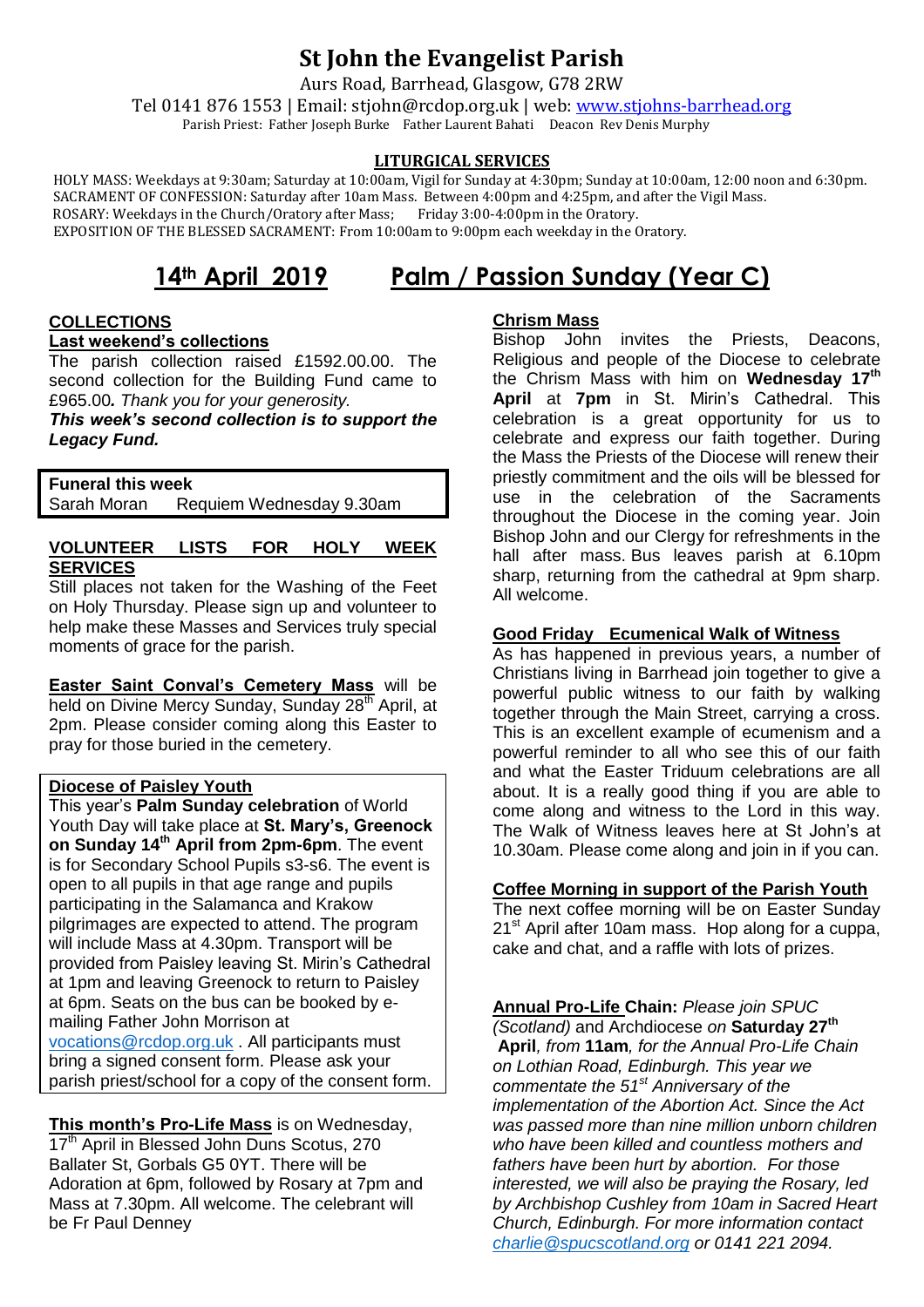# St John the Evangelist Parish

Aurs Road, Barrhead, Glasgow, G78 2RW

Tel 0141 876 1553 | Email: stjohn@rcdop.org.uk | web: www.stjohns-barrhead.org

Parish Priest: Father Joseph Burke   Father Laurent Bahati   Deacon Rev Denis Murphy

## LITURGICAL SERVICES

HOLY MASS: Weekdays at 9:30am; Saturday at 10:00am, Vigil for Sunday at 4:30pm; Sunday at 10:00am, 12:00 noon and 6:30pm.
SACRAMENT OF CONFESSION: Saturday after 10am Mass. Between 4:00pm and 4:25pm, and after the Vigil Mass.
ROSARY: Weekdays in the Church/Oratory after Mass;   Friday 3:00-4:00pm in the Oratory.
EXPOSITION OF THE BLESSED SACRAMENT: From 10:00am to 9:00pm each weekday in the Oratory.

# 14th April 2019   Palm / Passion Sunday (Year C)

### COLLECTIONS

**Last weekend's collections**

The parish collection raised £1592.00.00. The second collection for the Building Fund came to £965.00***.*** *Thank you for your generosity.*

***This week's second collection is to support the Legacy Fund.***

**Funeral this week**

Sarah Moran   Requiem Wednesday 9.30am

### VOLUNTEER LISTS FOR HOLY WEEK SERVICES

Still places not taken for the Washing of the Feet on Holy Thursday. Please sign up and volunteer to help make these Masses and Services truly special moments of grace for the parish.

**Easter Saint Conval's Cemetery Mass** will be held on Divine Mercy Sunday, Sunday 28th April, at 2pm. Please consider coming along this Easter to pray for those buried in the cemetery.

**Diocese of Paisley Youth**

This year's **Palm Sunday celebration** of World Youth Day will take place at **St. Mary's, Greenock on Sunday 14th April from 2pm-6pm**. The event is for Secondary School Pupils s3-s6. The event is open to all pupils in that age range and pupils participating in the Salamanca and Krakow pilgrimages are expected to attend. The program will include Mass at 4.30pm. Transport will be provided from Paisley leaving St. Mirin's Cathedral at 1pm and leaving Greenock to return to Paisley at 6pm. Seats on the bus can be booked by e-mailing Father John Morrison at vocations@rcdop.org.uk . All participants must bring a signed consent form. Please ask your parish priest/school for a copy of the consent form.

**This month's Pro-Life Mass** is on Wednesday, 17th April in Blessed John Duns Scotus, 270 Ballater St, Gorbals G5 0YT. There will be Adoration at 6pm, followed by Rosary at 7pm and Mass at 7.30pm. All welcome. The celebrant will be Fr Paul Denney

**Chrism Mass**

Bishop John invites the Priests, Deacons, Religious and people of the Diocese to celebrate the Chrism Mass with him on **Wednesday 17th April** at **7pm** in St. Mirin's Cathedral. This celebration is a great opportunity for us to celebrate and express our faith together. During the Mass the Priests of the Diocese will renew their priestly commitment and the oils will be blessed for use in the celebration of the Sacraments throughout the Diocese in the coming year. Join Bishop John and our Clergy for refreshments in the hall after mass. Bus leaves parish at 6.10pm sharp, returning from the cathedral at 9pm sharp. All welcome.

**Good Friday Ecumenical Walk of Witness**

As has happened in previous years, a number of Christians living in Barrhead join together to give a powerful public witness to our faith by walking together through the Main Street, carrying a cross. This is an excellent example of ecumenism and a powerful reminder to all who see this of our faith and what the Easter Triduum celebrations are all about. It is a really good thing if you are able to come along and witness to the Lord in this way. The Walk of Witness leaves here at St John's at 10.30am. Please come along and join in if you can.

**Coffee Morning in support of the Parish Youth**

The next coffee morning will be on Easter Sunday 21st April after 10am mass. Hop along for a cuppa, cake and chat, and a raffle with lots of prizes.

**Annual Pro-Life Chain:** *Please join SPUC (Scotland)* and Archdiocese *on* **Saturday 27th April***, from* **11am***, for the Annual Pro-Life Chain on Lothian Road, Edinburgh. This year we commentate the 51st Anniversary of the implementation of the Abortion Act. Since the Act was passed more than nine million unborn children who have been killed and countless mothers and fathers have been hurt by abortion. For those interested, we will also be praying the Rosary, led by Archbishop Cushley from 10am in Sacred Heart Church, Edinburgh. For more information contact charlie@spucscotland.org or 0141 221 2094.*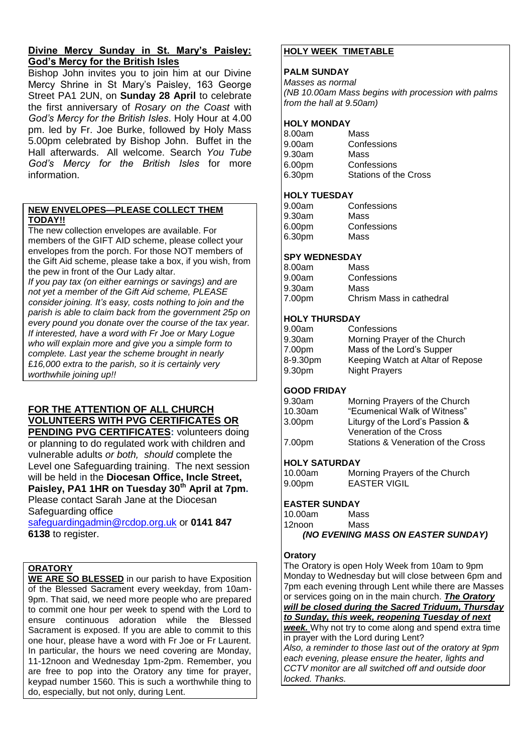## Divine Mercy Sunday in St. Mary's Paisley: God's Mercy for the British Isles

Bishop John invites you to join him at our Divine Mercy Shrine in St Mary's Paisley, 163 George Street PA1 2UN, on **Sunday 28 April** to celebrate the first anniversary of *Rosary on the Coast* with *God's Mercy for the British Isles*. Holy Hour at 4.00 pm. led by Fr. Joe Burke, followed by Holy Mass 5.00pm celebrated by Bishop John. Buffet in the Hall afterwards. All welcome. Search *You Tube God's Mercy for the British Isles* for more information.

## NEW ENVELOPES—PLEASE COLLECT THEM TODAY!!

The new collection envelopes are available. For members of the GIFT AID scheme, please collect your envelopes from the porch. For those NOT members of the Gift Aid scheme, please take a box, if you wish, from the pew in front of the Our Lady altar.

*If you pay tax (on either earnings or savings) and are not yet a member of the Gift Aid scheme, PLEASE consider joining. It's easy, costs nothing to join and the parish is able to claim back from the government 25p on every pound you donate over the course of the tax year. If interested, have a word with Fr Joe or Mary Logue who will explain more and give you a simple form to complete. Last year the scheme brought in nearly £16,000 extra to the parish, so it is certainly very worthwhile joining up!!*

## FOR THE ATTENTION OF ALL CHURCH VOLUNTEERS WITH PVG CERTIFICATES OR PENDING PVG CERTIFICATES:

volunteers doing or planning to do regulated work with children and vulnerable adults *or both, should* complete the Level one Safeguarding training. The next session will be held in the **Diocesan Office, Incle Street, Paisley, PA1 1HR on Tuesday 30th April at 7pm.** Please contact Sarah Jane at the Diocesan Safeguarding office safeguardingadmin@rcdop.org.uk or **0141 847 6138** to register.

## ORATORY

**WE ARE SO BLESSED** in our parish to have Exposition of the Blessed Sacrament every weekday, from 10am-9pm. That said, we need more people who are prepared to commit one hour per week to spend with the Lord to ensure continuous adoration while the Blessed Sacrament is exposed. If you are able to commit to this one hour, please have a word with Fr Joe or Fr Laurent. In particular, the hours we need covering are Monday, 11-12noon and Wednesday 1pm-2pm. Remember, you are free to pop into the Oratory any time for prayer, keypad number 1560. This is such a worthwhile thing to do, especially, but not only, during Lent.

## HOLY WEEK TIMETABLE

### PALM SUNDAY

*Masses as normal*

*(NB 10.00am Mass begins with procession with palms from the hall at 9.50am)*

### HOLY MONDAY

| | |
|---|---|
| 8.00am | Mass |
| 9.00am | Confessions |
| 9.30am | Mass |
| 6.00pm | Confessions |
| 6.30pm | Stations of the Cross |

### HOLY TUESDAY

| | |
|---|---|
| 9.00am | Confessions |
| 9.30am | Mass |
| 6.00pm | Confessions |
| 6.30pm | Mass |

### SPY WEDNESDAY

| | |
|---|---|
| 8.00am | Mass |
| 9.00am | Confessions |
| 9.30am | Mass |
| 7.00pm | Chrism Mass in cathedral |

### HOLY THURSDAY

| | |
|---|---|
| 9.00am | Confessions |
| 9.30am | Morning Prayer of the Church |
| 7.00pm | Mass of the Lord's Supper |
| 8-9.30pm | Keeping Watch at Altar of Repose |
| 9.30pm | Night Prayers |

### GOOD FRIDAY

| | |
|---|---|
| 9.30am | Morning Prayers of the Church |
| 10.30am | "Ecumenical Walk of Witness" |
| 3.00pm | Liturgy of the Lord's Passion & Veneration of the Cross |
| 7.00pm | Stations & Veneration of the Cross |

### HOLY SATURDAY

| | |
|---|---|
| 10.00am | Morning Prayers of the Church |
| 9.00pm | EASTER VIGIL |

### EASTER SUNDAY

| | |
|---|---|
| 10.00am | Mass |
| 12noon | Mass |

***(NO EVENING MASS ON EASTER SUNDAY)***

### Oratory

The Oratory is open Holy Week from 10am to 9pm Monday to Wednesday but will close between 6pm and 7pm each evening through Lent while there are Masses or services going on in the main church. ***The Oratory will be closed during the Sacred Triduum, Thursday to Sunday, this week, reopening Tuesday of next week.*** Why not try to come along and spend extra time in prayer with the Lord during Lent?

*Also, a reminder to those last out of the oratory at 9pm each evening, please ensure the heater, lights and CCTV monitor are all switched off and outside door locked. Thanks.*